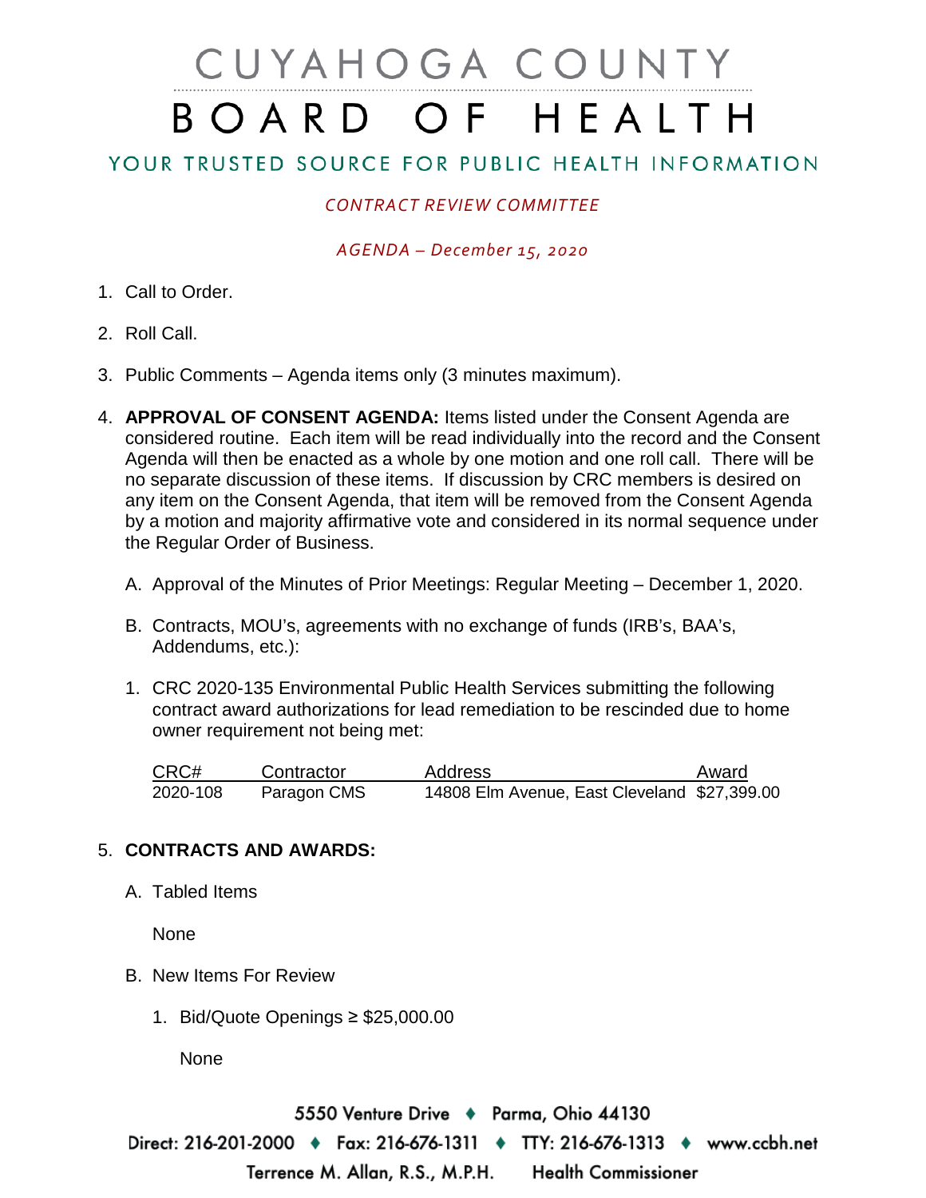# CUYAHOGA COUNTY
# BOARD OF HEALTH

## YOUR TRUSTED SOURCE FOR PUBLIC HEALTH INFORMATION

*CONTRACT REVIEW COMMITTEE*

*AGENDA – December 15, 2020*

1. Call to Order.

2. Roll Call.

3. Public Comments – Agenda items only (3 minutes maximum).

4. **APPROVAL OF CONSENT AGENDA:** Items listed under the Consent Agenda are considered routine. Each item will be read individually into the record and the Consent Agenda will then be enacted as a whole by one motion and one roll call. There will be no separate discussion of these items. If discussion by CRC members is desired on any item on the Consent Agenda, that item will be removed from the Consent Agenda by a motion and majority affirmative vote and considered in its normal sequence under the Regular Order of Business.

   A. Approval of the Minutes of Prior Meetings: Regular Meeting – December 1, 2020.

   B. Contracts, MOU's, agreements with no exchange of funds (IRB's, BAA's, Addendums, etc.):

   1. CRC 2020-135 Environmental Public Health Services submitting the following contract award authorizations for lead remediation to be rescinded due to home owner requirement not being met:

   | CRC# | Contractor | Address | Award |
   |---|---|---|---|
   | 2020-108 | Paragon CMS | 14808 Elm Avenue, East Cleveland | $27,399.00 |

5. **CONTRACTS AND AWARDS:**

   A. Tabled Items

      None

   B. New Items For Review

      1. Bid/Quote Openings ≥ $25,000.00

         None

5550 Venture Drive ♦ Parma, Ohio 44130

Direct: 216-201-2000 ♦ Fax: 216-676-1311 ♦ TTY: 216-676-1313 ♦ www.ccbh.net

Terrence M. Allan, R.S., M.P.H. Health Commissioner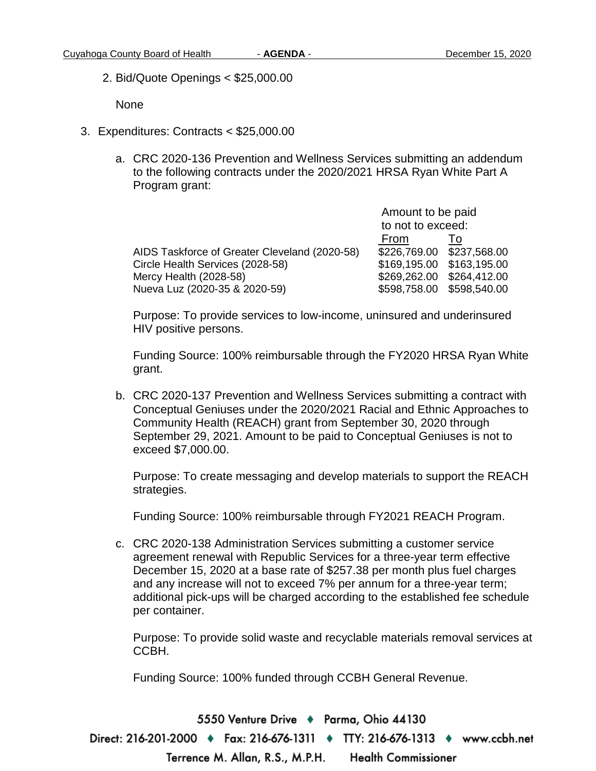2. Bid/Quote Openings < $25,000.00

   None

3. Expenditures: Contracts < $25,000.00

   a. CRC 2020-136 Prevention and Wellness Services submitting an addendum to the following contracts under the 2020/2021 HRSA Ryan White Part A Program grant:

   | | Amount to be paid to not to exceed: | |
   |---|---|---|
   | | From | To |
   | AIDS Taskforce of Greater Cleveland (2020-58) | $226,769.00 | $237,568.00 |
   | Circle Health Services (2028-58) | $169,195.00 | $163,195.00 |
   | Mercy Health (2028-58) | $269,262.00 | $264,412.00 |
   | Nueva Luz (2020-35 & 2020-59) | $598,758.00 | $598,540.00 |

   Purpose: To provide services to low-income, uninsured and underinsured HIV positive persons.

   Funding Source: 100% reimbursable through the FY2020 HRSA Ryan White grant.

   b. CRC 2020-137 Prevention and Wellness Services submitting a contract with Conceptual Geniuses under the 2020/2021 Racial and Ethnic Approaches to Community Health (REACH) grant from September 30, 2020 through September 29, 2021. Amount to be paid to Conceptual Geniuses is not to exceed $7,000.00.

   Purpose: To create messaging and develop materials to support the REACH strategies.

   Funding Source: 100% reimbursable through FY2021 REACH Program.

   c. CRC 2020-138 Administration Services submitting a customer service agreement renewal with Republic Services for a three-year term effective December 15, 2020 at a base rate of $257.38 per month plus fuel charges and any increase will not to exceed 7% per annum for a three-year term; additional pick-ups will be charged according to the established fee schedule per container.

   Purpose: To provide solid waste and recyclable materials removal services at CCBH.

   Funding Source: 100% funded through CCBH General Revenue.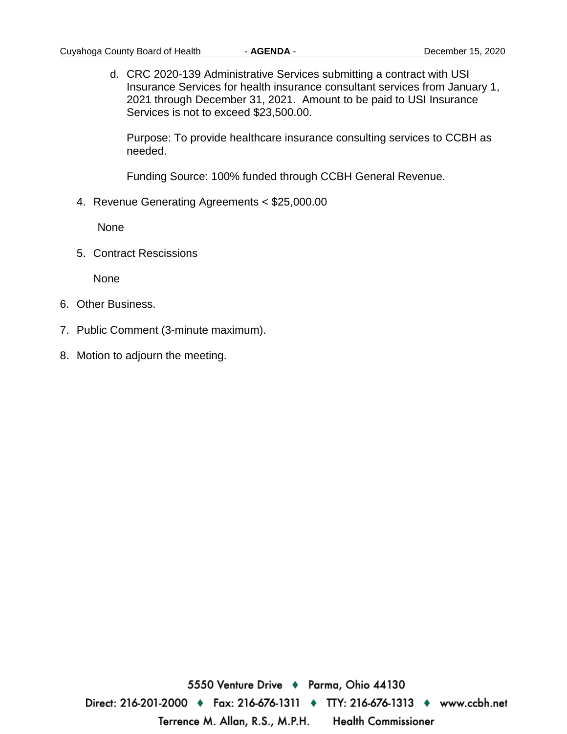d. CRC 2020-139 Administrative Services submitting a contract with USI Insurance Services for health insurance consultant services from January 1, 2021 through December 31, 2021. Amount to be paid to USI Insurance Services is not to exceed $23,500.00.

   Purpose: To provide healthcare insurance consulting services to CCBH as needed.

   Funding Source: 100% funded through CCBH General Revenue.

4. Revenue Generating Agreements < $25,000.00

   None

5. Contract Rescissions

   None

6. Other Business.

7. Public Comment (3-minute maximum).

8. Motion to adjourn the meeting.

5550 Venture Drive ♦ Parma, Ohio 44130

Direct: 216-201-2000 ♦ Fax: 216-676-1311 ♦ TTY: 216-676-1313 ♦ www.ccbh.net

Terrence M. Allan, R.S., M.P.H. Health Commissioner